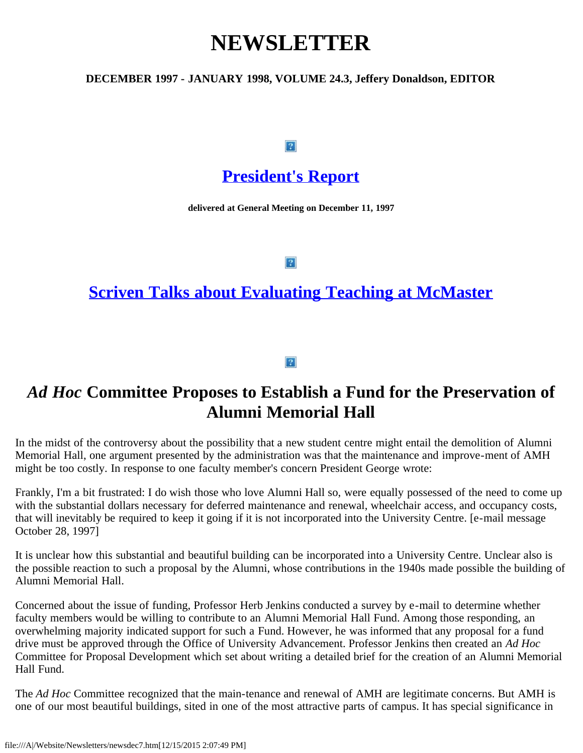# NEWSLETTER

**DECEMBER 1997 - JANUARY 1998, VOLUME 24.3, Jeffery Donaldson, EDITOR**

## President's Report

**delivered at General Meeting on December 11, 1997**

## Scriven Talks about Evaluating Teaching at McMaster

## *Ad Hoc* Committee Proposes to Establish a Fund for the Preservation of Alumni Memorial Hall

In the midst of the controversy about the possibility that a new student centre might entail the demolition of Alumni Memorial Hall, one argument presented by the administration was that the maintenance and improve-ment of AMH might be too costly. In response to one faculty member's concern President George wrote:

Frankly, I'm a bit frustrated: I do wish those who love Alumni Hall so, were equally possessed of the need to come up with the substantial dollars necessary for deferred maintenance and renewal, wheelchair access, and occupancy costs, that will inevitably be required to keep it going if it is not incorporated into the University Centre. [e-mail message October 28, 1997]

It is unclear how this substantial and beautiful building can be incorporated into a University Centre. Unclear also is the possible reaction to such a proposal by the Alumni, whose contributions in the 1940s made possible the building of Alumni Memorial Hall.

Concerned about the issue of funding, Professor Herb Jenkins conducted a survey by e-mail to determine whether faculty members would be willing to contribute to an Alumni Memorial Hall Fund. Among those responding, an overwhelming majority indicated support for such a Fund. However, he was informed that any proposal for a fund drive must be approved through the Office of University Advancement. Professor Jenkins then created an *Ad Hoc* Committee for Proposal Development which set about writing a detailed brief for the creation of an Alumni Memorial Hall Fund.

The *Ad Hoc* Committee recognized that the main-tenance and renewal of AMH are legitimate concerns. But AMH is one of our most beautiful buildings, sited in one of the most attractive parts of campus. It has special significance in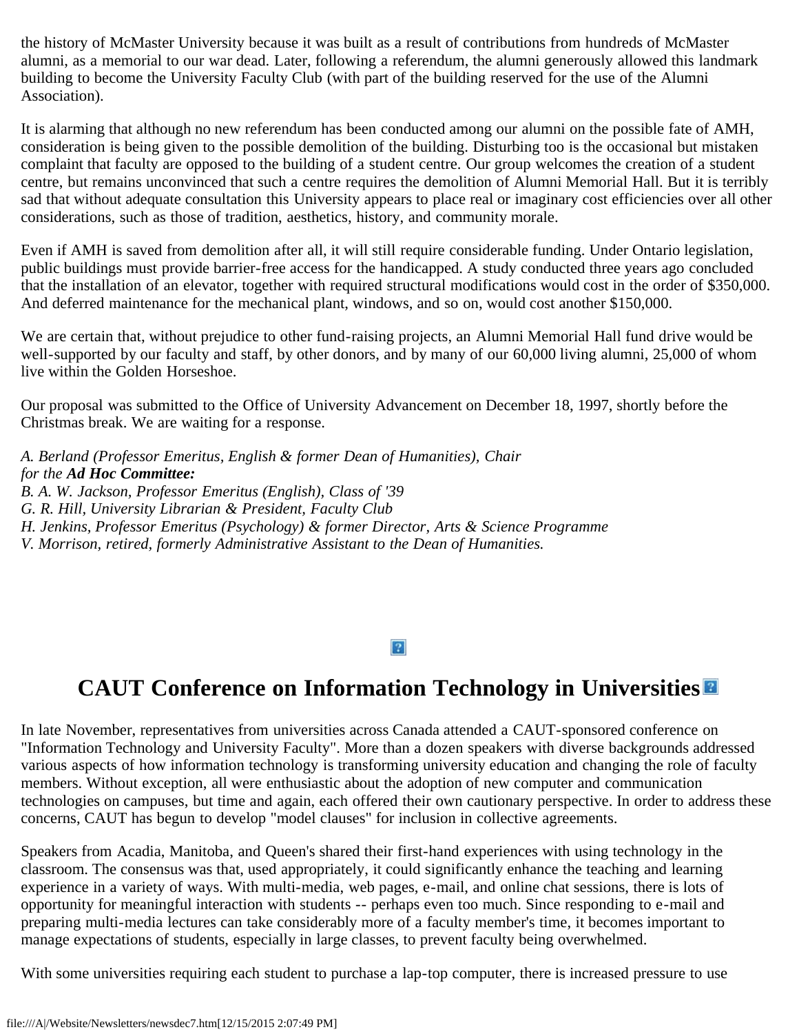the history of McMaster University because it was built as a result of contributions from hundreds of McMaster alumni, as a memorial to our war dead. Later, following a referendum, the alumni generously allowed this landmark building to become the University Faculty Club (with part of the building reserved for the use of the Alumni Association).

It is alarming that although no new referendum has been conducted among our alumni on the possible fate of AMH, consideration is being given to the possible demolition of the building. Disturbing too is the occasional but mistaken complaint that faculty are opposed to the building of a student centre. Our group welcomes the creation of a student centre, but remains unconvinced that such a centre requires the demolition of Alumni Memorial Hall. But it is terribly sad that without adequate consultation this University appears to place real or imaginary cost efficiencies over all other considerations, such as those of tradition, aesthetics, history, and community morale.

Even if AMH is saved from demolition after all, it will still require considerable funding. Under Ontario legislation, public buildings must provide barrier-free access for the handicapped. A study conducted three years ago concluded that the installation of an elevator, together with required structural modifications would cost in the order of $350,000. And deferred maintenance for the mechanical plant, windows, and so on, would cost another $150,000.

We are certain that, without prejudice to other fund-raising projects, an Alumni Memorial Hall fund drive would be well-supported by our faculty and staff, by other donors, and by many of our 60,000 living alumni, 25,000 of whom live within the Golden Horseshoe.

Our proposal was submitted to the Office of University Advancement on December 18, 1997, shortly before the Christmas break. We are waiting for a response.

*A. Berland (Professor Emeritus, English & former Dean of Humanities), Chair*
*for the* ***Ad Hoc Committee:***
*B. A. W. Jackson, Professor Emeritus (English), Class of '39*
*G. R. Hill, University Librarian & President, Faculty Club*
*H. Jenkins, Professor Emeritus (Psychology) & former Director, Arts & Science Programme*
*V. Morrison, retired, formerly Administrative Assistant to the Dean of Humanities.*

# CAUT Conference on Information Technology in Universities

In late November, representatives from universities across Canada attended a CAUT-sponsored conference on "Information Technology and University Faculty". More than a dozen speakers with diverse backgrounds addressed various aspects of how information technology is transforming university education and changing the role of faculty members. Without exception, all were enthusiastic about the adoption of new computer and communication technologies on campuses, but time and again, each offered their own cautionary perspective. In order to address these concerns, CAUT has begun to develop "model clauses" for inclusion in collective agreements.

Speakers from Acadia, Manitoba, and Queen's shared their first-hand experiences with using technology in the classroom. The consensus was that, used appropriately, it could significantly enhance the teaching and learning experience in a variety of ways. With multi-media, web pages, e-mail, and online chat sessions, there is lots of opportunity for meaningful interaction with students -- perhaps even too much. Since responding to e-mail and preparing multi-media lectures can take considerably more of a faculty member's time, it becomes important to manage expectations of students, especially in large classes, to prevent faculty being overwhelmed.

With some universities requiring each student to purchase a lap-top computer, there is increased pressure to use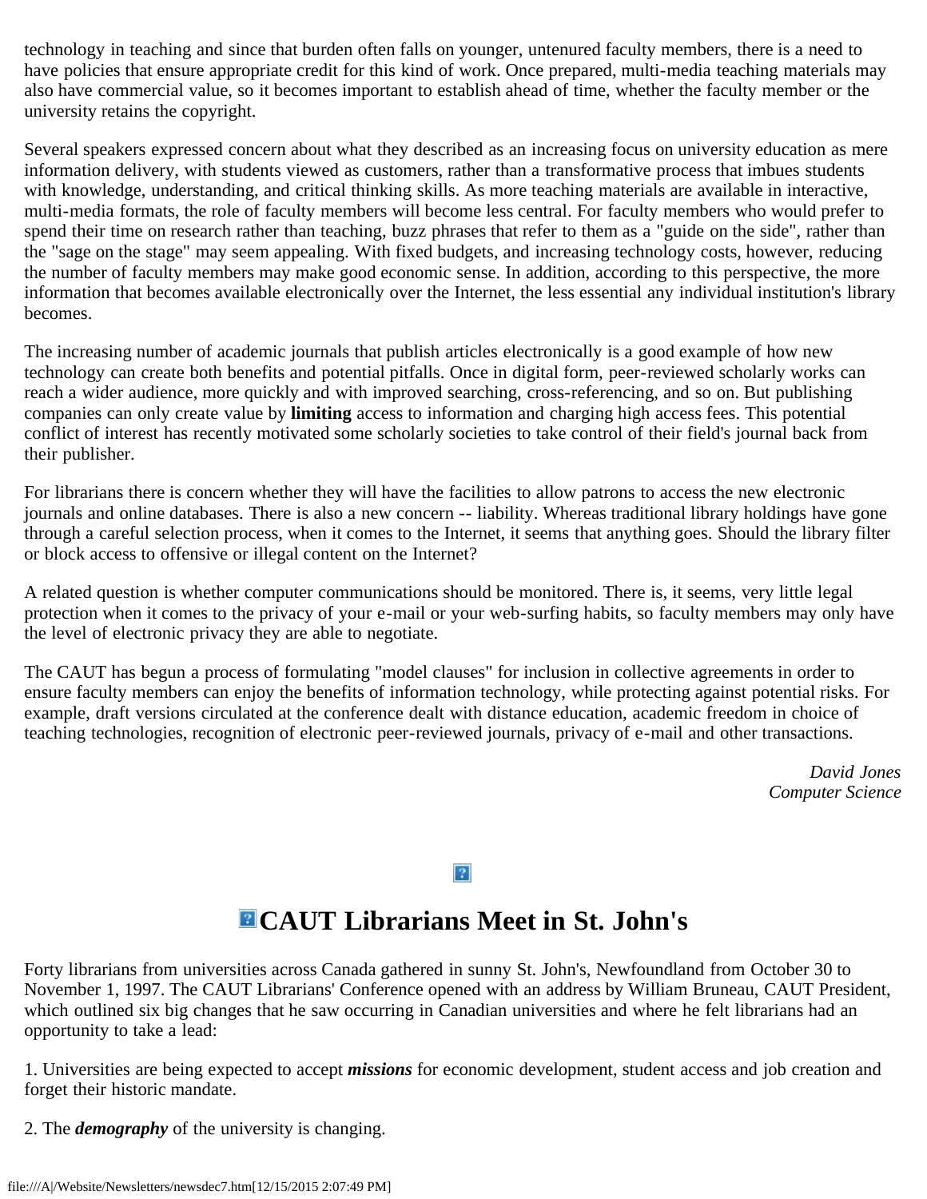technology in teaching and since that burden often falls on younger, untenured faculty members, there is a need to have policies that ensure appropriate credit for this kind of work. Once prepared, multi-media teaching materials may also have commercial value, so it becomes important to establish ahead of time, whether the faculty member or the university retains the copyright.

Several speakers expressed concern about what they described as an increasing focus on university education as mere information delivery, with students viewed as customers, rather than a transformative process that imbues students with knowledge, understanding, and critical thinking skills. As more teaching materials are available in interactive, multi-media formats, the role of faculty members will become less central. For faculty members who would prefer to spend their time on research rather than teaching, buzz phrases that refer to them as a "guide on the side", rather than the "sage on the stage" may seem appealing. With fixed budgets, and increasing technology costs, however, reducing the number of faculty members may make good economic sense. In addition, according to this perspective, the more information that becomes available electronically over the Internet, the less essential any individual institution's library becomes.

The increasing number of academic journals that publish articles electronically is a good example of how new technology can create both benefits and potential pitfalls. Once in digital form, peer-reviewed scholarly works can reach a wider audience, more quickly and with improved searching, cross-referencing, and so on. But publishing companies can only create value by **limiting** access to information and charging high access fees. This potential conflict of interest has recently motivated some scholarly societies to take control of their field's journal back from their publisher.

For librarians there is concern whether they will have the facilities to allow patrons to access the new electronic journals and online databases. There is also a new concern -- liability. Whereas traditional library holdings have gone through a careful selection process, when it comes to the Internet, it seems that anything goes. Should the library filter or block access to offensive or illegal content on the Internet?

A related question is whether computer communications should be monitored. There is, it seems, very little legal protection when it comes to the privacy of your e-mail or your web-surfing habits, so faculty members may only have the level of electronic privacy they are able to negotiate.

The CAUT has begun a process of formulating "model clauses" for inclusion in collective agreements in order to ensure faculty members can enjoy the benefits of information technology, while protecting against potential risks. For example, draft versions circulated at the conference dealt with distance education, academic freedom in choice of teaching technologies, recognition of electronic peer-reviewed journals, privacy of e-mail and other transactions.

*David Jones*
*Computer Science*

## CAUT Librarians Meet in St. John's

Forty librarians from universities across Canada gathered in sunny St. John's, Newfoundland from October 30 to November 1, 1997. The CAUT Librarians' Conference opened with an address by William Bruneau, CAUT President, which outlined six big changes that he saw occurring in Canadian universities and where he felt librarians had an opportunity to take a lead:

1. Universities are being expected to accept ***missions*** for economic development, student access and job creation and forget their historic mandate.

2. The ***demography*** of the university is changing.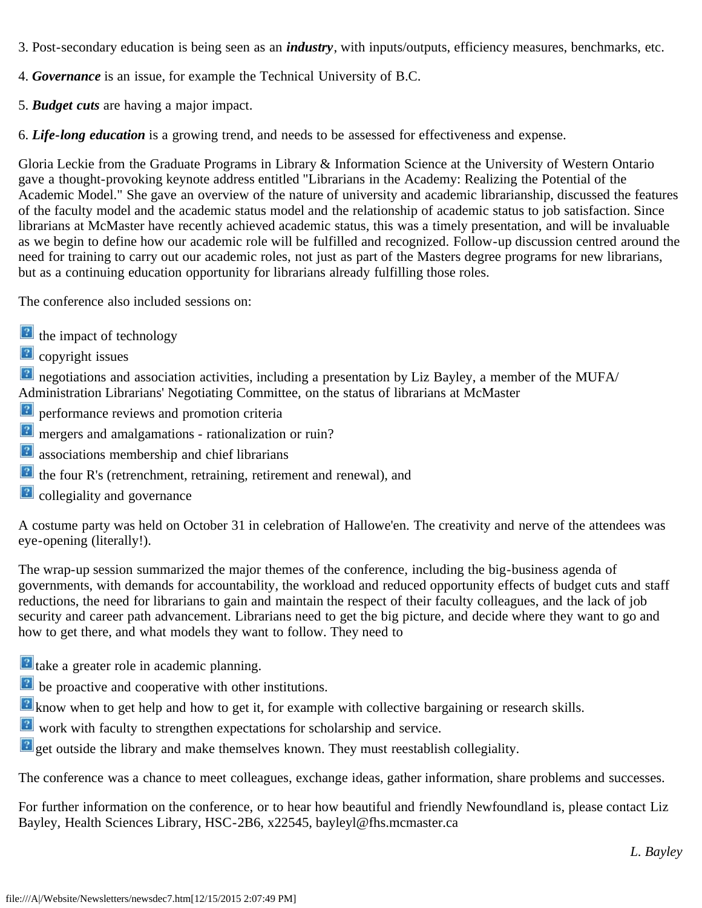3. Post-secondary education is being seen as an ***industry***, with inputs/outputs, efficiency measures, benchmarks, etc.

4. ***Governance*** is an issue, for example the Technical University of B.C.

5. ***Budget cuts*** are having a major impact.

6. ***Life-long education*** is a growing trend, and needs to be assessed for effectiveness and expense.

Gloria Leckie from the Graduate Programs in Library & Information Science at the University of Western Ontario gave a thought-provoking keynote address entitled "Librarians in the Academy: Realizing the Potential of the Academic Model." She gave an overview of the nature of university and academic librarianship, discussed the features of the faculty model and the academic status model and the relationship of academic status to job satisfaction. Since librarians at McMaster have recently achieved academic status, this was a timely presentation, and will be invaluable as we begin to define how our academic role will be fulfilled and recognized. Follow-up discussion centred around the need for training to carry out our academic roles, not just as part of the Masters degree programs for new librarians, but as a continuing education opportunity for librarians already fulfilling those roles.

The conference also included sessions on:

- the impact of technology
- copyright issues
- negotiations and association activities, including a presentation by Liz Bayley, a member of the MUFA/ Administration Librarians' Negotiating Committee, on the status of librarians at McMaster
- performance reviews and promotion criteria
- mergers and amalgamations - rationalization or ruin?
- associations membership and chief librarians
- the four R's (retrenchment, retraining, retirement and renewal), and
- collegiality and governance

A costume party was held on October 31 in celebration of Hallowe'en. The creativity and nerve of the attendees was eye-opening (literally!).

The wrap-up session summarized the major themes of the conference, including the big-business agenda of governments, with demands for accountability, the workload and reduced opportunity effects of budget cuts and staff reductions, the need for librarians to gain and maintain the respect of their faculty colleagues, and the lack of job security and career path advancement. Librarians need to get the big picture, and decide where they want to go and how to get there, and what models they want to follow. They need to

- take a greater role in academic planning.
- be proactive and cooperative with other institutions.
- know when to get help and how to get it, for example with collective bargaining or research skills.
- work with faculty to strengthen expectations for scholarship and service.
- get outside the library and make themselves known. They must reestablish collegiality.

The conference was a chance to meet colleagues, exchange ideas, gather information, share problems and successes.

For further information on the conference, or to hear how beautiful and friendly Newfoundland is, please contact Liz Bayley, Health Sciences Library, HSC-2B6, x22545, bayleyl@fhs.mcmaster.ca

*L. Bayley*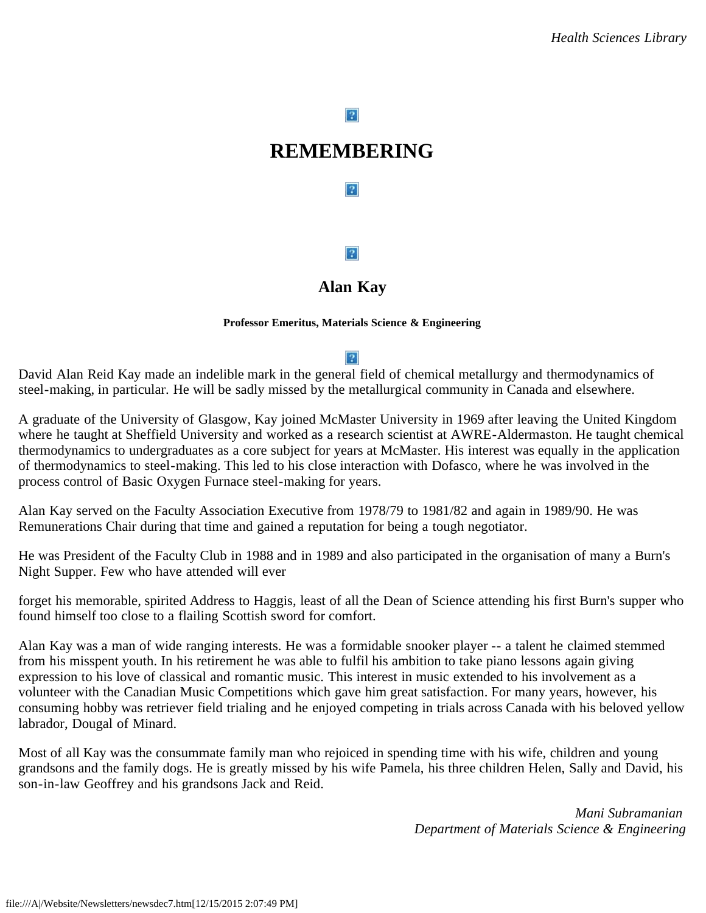# REMEMBERING

## Alan Kay

**Professor Emeritus, Materials Science & Engineering**

David Alan Reid Kay made an indelible mark in the general field of chemical metallurgy and thermodynamics of steel-making, in particular. He will be sadly missed by the metallurgical community in Canada and elsewhere.

A graduate of the University of Glasgow, Kay joined McMaster University in 1969 after leaving the United Kingdom where he taught at Sheffield University and worked as a research scientist at AWRE-Aldermaston. He taught chemical thermodynamics to undergraduates as a core subject for years at McMaster. His interest was equally in the application of thermodynamics to steel-making. This led to his close interaction with Dofasco, where he was involved in the process control of Basic Oxygen Furnace steel-making for years.

Alan Kay served on the Faculty Association Executive from 1978/79 to 1981/82 and again in 1989/90. He was Remunerations Chair during that time and gained a reputation for being a tough negotiator.

He was President of the Faculty Club in 1988 and in 1989 and also participated in the organisation of many a Burn's Night Supper. Few who have attended will ever forget his memorable, spirited Address to Haggis, least of all the Dean of Science attending his first Burn's supper who found himself too close to a flailing Scottish sword for comfort.

Alan Kay was a man of wide ranging interests. He was a formidable snooker player -- a talent he claimed stemmed from his misspent youth. In his retirement he was able to fulfil his ambition to take piano lessons again giving expression to his love of classical and romantic music. This interest in music extended to his involvement as a volunteer with the Canadian Music Competitions which gave him great satisfaction. For many years, however, his consuming hobby was retriever field trialing and he enjoyed competing in trials across Canada with his beloved yellow labrador, Dougal of Minard.

Most of all Kay was the consummate family man who rejoiced in spending time with his wife, children and young grandsons and the family dogs. He is greatly missed by his wife Pamela, his three children Helen, Sally and David, his son-in-law Geoffrey and his grandsons Jack and Reid.

*Mani Subramanian*
*Department of Materials Science & Engineering*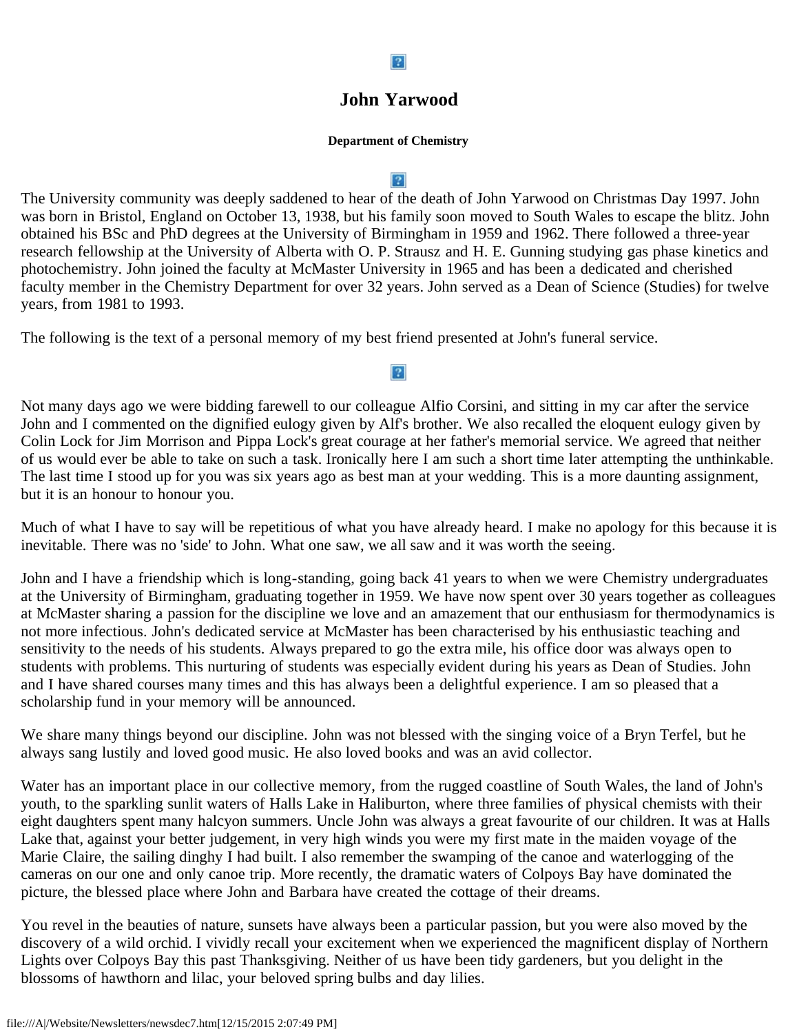# John Yarwood

**Department of Chemistry**

The University community was deeply saddened to hear of the death of John Yarwood on Christmas Day 1997. John was born in Bristol, England on October 13, 1938, but his family soon moved to South Wales to escape the blitz. John obtained his BSc and PhD degrees at the University of Birmingham in 1959 and 1962. There followed a three-year research fellowship at the University of Alberta with O. P. Strausz and H. E. Gunning studying gas phase kinetics and photochemistry. John joined the faculty at McMaster University in 1965 and has been a dedicated and cherished faculty member in the Chemistry Department for over 32 years. John served as a Dean of Science (Studies) for twelve years, from 1981 to 1993.

The following is the text of a personal memory of my best friend presented at John's funeral service.

Not many days ago we were bidding farewell to our colleague Alfio Corsini, and sitting in my car after the service John and I commented on the dignified eulogy given by Alf's brother. We also recalled the eloquent eulogy given by Colin Lock for Jim Morrison and Pippa Lock's great courage at her father's memorial service. We agreed that neither of us would ever be able to take on such a task. Ironically here I am such a short time later attempting the unthinkable. The last time I stood up for you was six years ago as best man at your wedding. This is a more daunting assignment, but it is an honour to honour you.

Much of what I have to say will be repetitious of what you have already heard. I make no apology for this because it is inevitable. There was no 'side' to John. What one saw, we all saw and it was worth the seeing.

John and I have a friendship which is long-standing, going back 41 years to when we were Chemistry undergraduates at the University of Birmingham, graduating together in 1959. We have now spent over 30 years together as colleagues at McMaster sharing a passion for the discipline we love and an amazement that our enthusiasm for thermodynamics is not more infectious. John's dedicated service at McMaster has been characterised by his enthusiastic teaching and sensitivity to the needs of his students. Always prepared to go the extra mile, his office door was always open to students with problems. This nurturing of students was especially evident during his years as Dean of Studies. John and I have shared courses many times and this has always been a delightful experience. I am so pleased that a scholarship fund in your memory will be announced.

We share many things beyond our discipline. John was not blessed with the singing voice of a Bryn Terfel, but he always sang lustily and loved good music. He also loved books and was an avid collector.

Water has an important place in our collective memory, from the rugged coastline of South Wales, the land of John's youth, to the sparkling sunlit waters of Halls Lake in Haliburton, where three families of physical chemists with their eight daughters spent many halcyon summers. Uncle John was always a great favourite of our children. It was at Halls Lake that, against your better judgement, in very high winds you were my first mate in the maiden voyage of the Marie Claire, the sailing dinghy I had built. I also remember the swamping of the canoe and waterlogging of the cameras on our one and only canoe trip. More recently, the dramatic waters of Colpoys Bay have dominated the picture, the blessed place where John and Barbara have created the cottage of their dreams.

You revel in the beauties of nature, sunsets have always been a particular passion, but you were also moved by the discovery of a wild orchid. I vividly recall your excitement when we experienced the magnificent display of Northern Lights over Colpoys Bay this past Thanksgiving. Neither of us have been tidy gardeners, but you delight in the blossoms of hawthorn and lilac, your beloved spring bulbs and day lilies.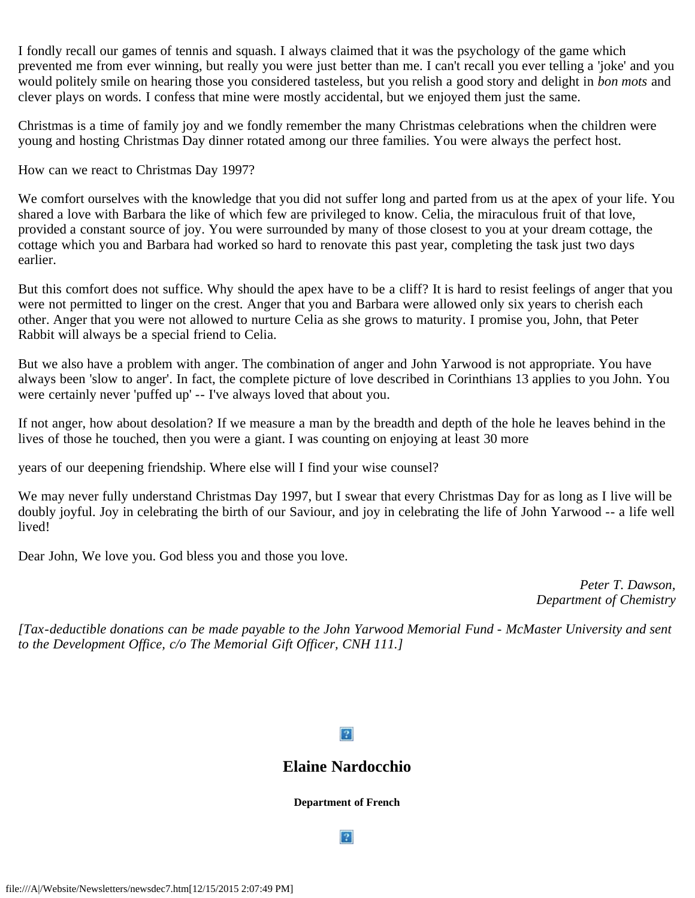I fondly recall our games of tennis and squash. I always claimed that it was the psychology of the game which prevented me from ever winning, but really you were just better than me. I can't recall you ever telling a 'joke' and you would politely smile on hearing those you considered tasteless, but you relish a good story and delight in *bon mots* and clever plays on words. I confess that mine were mostly accidental, but we enjoyed them just the same.

Christmas is a time of family joy and we fondly remember the many Christmas celebrations when the children were young and hosting Christmas Day dinner rotated among our three families. You were always the perfect host.

How can we react to Christmas Day 1997?

We comfort ourselves with the knowledge that you did not suffer long and parted from us at the apex of your life. You shared a love with Barbara the like of which few are privileged to know. Celia, the miraculous fruit of that love, provided a constant source of joy. You were surrounded by many of those closest to you at your dream cottage, the cottage which you and Barbara had worked so hard to renovate this past year, completing the task just two days earlier.

But this comfort does not suffice. Why should the apex have to be a cliff? It is hard to resist feelings of anger that you were not permitted to linger on the crest. Anger that you and Barbara were allowed only six years to cherish each other. Anger that you were not allowed to nurture Celia as she grows to maturity. I promise you, John, that Peter Rabbit will always be a special friend to Celia.

But we also have a problem with anger. The combination of anger and John Yarwood is not appropriate. You have always been 'slow to anger'. In fact, the complete picture of love described in Corinthians 13 applies to you John. You were certainly never 'puffed up' -- I've always loved that about you.

If not anger, how about desolation? If we measure a man by the breadth and depth of the hole he leaves behind in the lives of those he touched, then you were a giant. I was counting on enjoying at least 30 more years of our deepening friendship. Where else will I find your wise counsel?

We may never fully understand Christmas Day 1997, but I swear that every Christmas Day for as long as I live will be doubly joyful. Joy in celebrating the birth of our Saviour, and joy in celebrating the life of John Yarwood -- a life well lived!

Dear John, We love you. God bless you and those you love.

*Peter T. Dawson,*
*Department of Chemistry*

*[Tax-deductible donations can be made payable to the John Yarwood Memorial Fund - McMaster University and sent to the Development Office, c/o The Memorial Gift Officer, CNH 111.]*

## Elaine Nardocchio

**Department of French**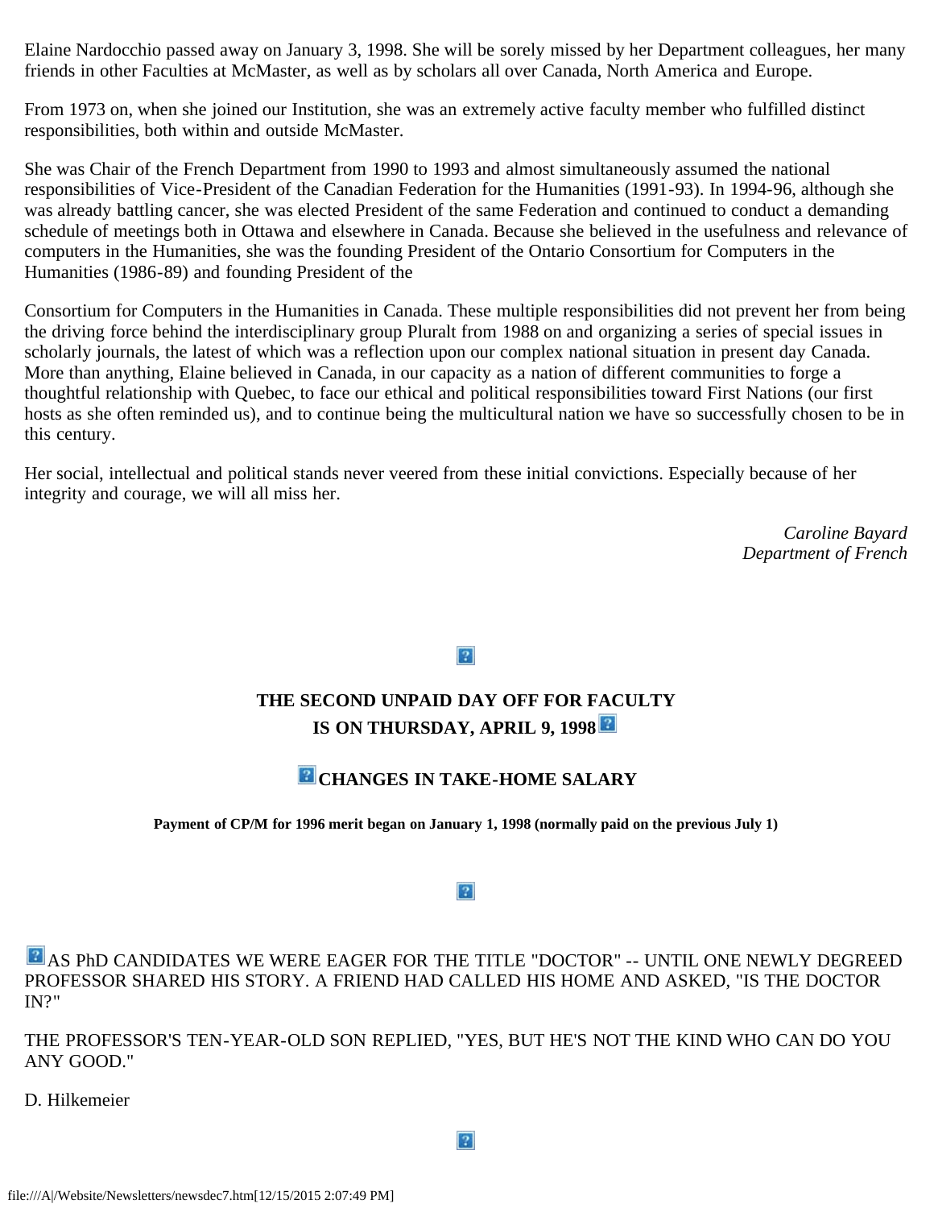Elaine Nardocchio passed away on January 3, 1998. She will be sorely missed by her Department colleagues, her many friends in other Faculties at McMaster, as well as by scholars all over Canada, North America and Europe.

From 1973 on, when she joined our Institution, she was an extremely active faculty member who fulfilled distinct responsibilities, both within and outside McMaster.

She was Chair of the French Department from 1990 to 1993 and almost simultaneously assumed the national responsibilities of Vice-President of the Canadian Federation for the Humanities (1991-93). In 1994-96, although she was already battling cancer, she was elected President of the same Federation and continued to conduct a demanding schedule of meetings both in Ottawa and elsewhere in Canada. Because she believed in the usefulness and relevance of computers in the Humanities, she was the founding President of the Ontario Consortium for Computers in the Humanities (1986-89) and founding President of the

Consortium for Computers in the Humanities in Canada. These multiple responsibilities did not prevent her from being the driving force behind the interdisciplinary group Pluralt from 1988 on and organizing a series of special issues in scholarly journals, the latest of which was a reflection upon our complex national situation in present day Canada. More than anything, Elaine believed in Canada, in our capacity as a nation of different communities to forge a thoughtful relationship with Quebec, to face our ethical and political responsibilities toward First Nations (our first hosts as she often reminded us), and to continue being the multicultural nation we have so successfully chosen to be in this century.

Her social, intellectual and political stands never veered from these initial convictions. Especially because of her integrity and courage, we will all miss her.

*Caroline Bayard*
*Department of French*

**THE SECOND UNPAID DAY OFF FOR FACULTY IS ON THURSDAY, APRIL 9, 1998**

## CHANGES IN TAKE-HOME SALARY

**Payment of CP/M for 1996 merit began on January 1, 1998 (normally paid on the previous July 1)**

AS PhD CANDIDATES WE WERE EAGER FOR THE TITLE "DOCTOR" -- UNTIL ONE NEWLY DEGREED PROFESSOR SHARED HIS STORY. A FRIEND HAD CALLED HIS HOME AND ASKED, "IS THE DOCTOR IN?"

THE PROFESSOR'S TEN-YEAR-OLD SON REPLIED, "YES, BUT HE'S NOT THE KIND WHO CAN DO YOU ANY GOOD."

D. Hilkemeier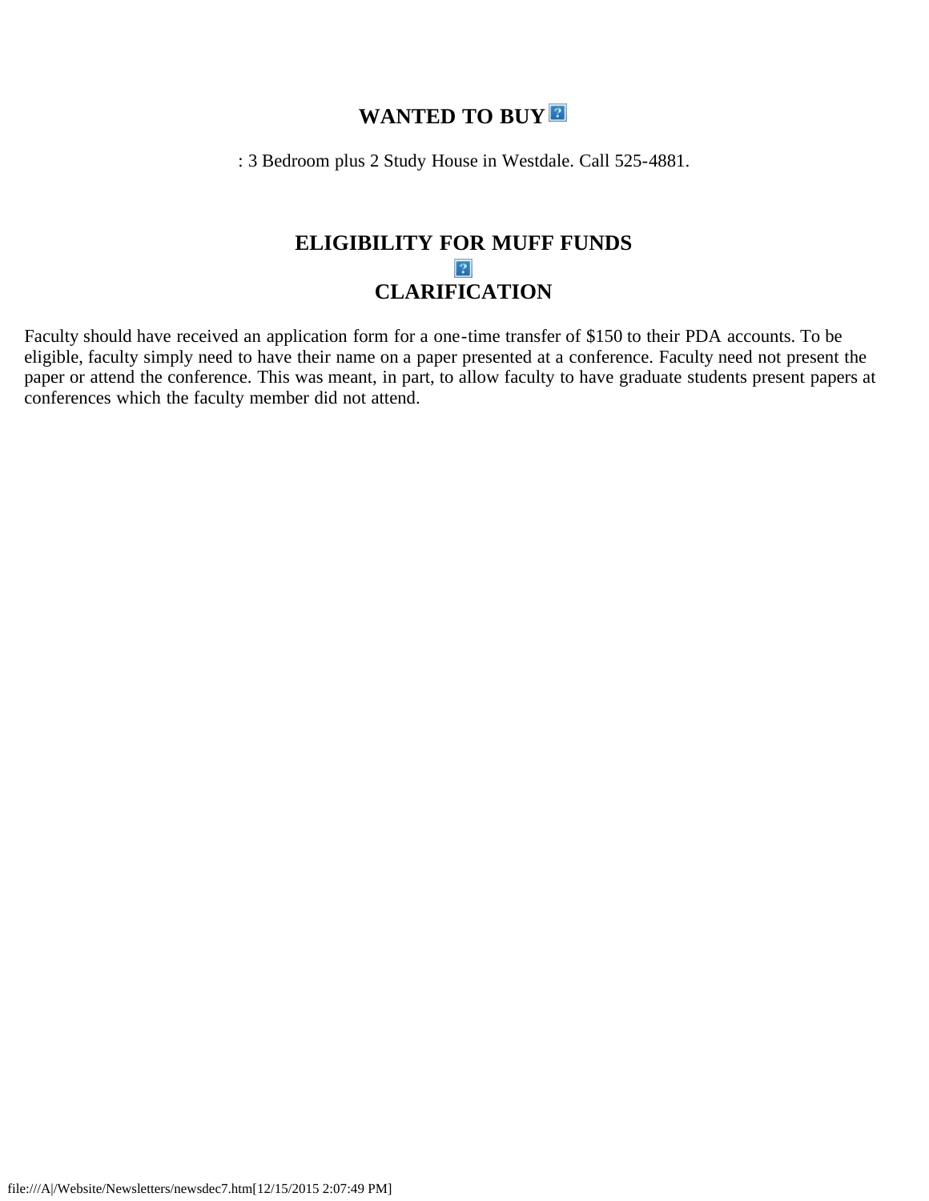## WANTED TO BUY

: 3 Bedroom plus 2 Study House in Westdale. Call 525-4881.

## ELIGIBILITY FOR MUFF FUNDS CLARIFICATION

Faculty should have received an application form for a one-time transfer of $150 to their PDA accounts. To be eligible, faculty simply need to have their name on a paper presented at a conference. Faculty need not present the paper or attend the conference. This was meant, in part, to allow faculty to have graduate students present papers at conferences which the faculty member did not attend.